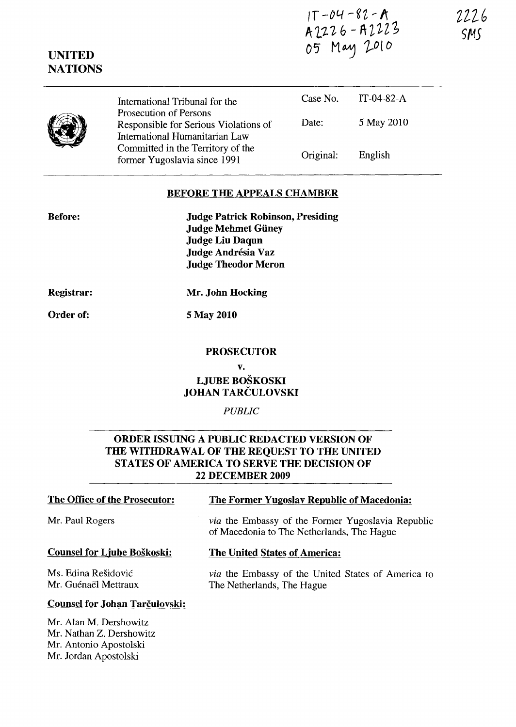IT-04-82-A
A2226 - A2223
05 May 2010

2226
SMS

**UNITED NATIONS**

| | International Tribunal for the Prosecution of Persons Responsible for Serious Violations of International Humanitarian Law Committed in the Territory of the former Yugoslavia since 1991 | Case No. | IT-04-82-A |
|---|---|---|---|
| | | Date: | 5 May 2010 |
| | | Original: | English |

## BEFORE THE APPEALS CHAMBER

**Before:**

**Judge Patrick Robinson, Presiding**
**Judge Mehmet Güney**
**Judge Liu Daqun**
**Judge Andrésia Vaz**
**Judge Theodor Meron**

**Registrar:** **Mr. John Hocking**

**Order of:** **5 May 2010**

**PROSECUTOR**

**v.**

**LJUBE BOŠKOSKI**
**JOHAN TARČULOVSKI**

*PUBLIC*

## ORDER ISSUING A PUBLIC REDACTED VERSION OF THE WITHDRAWAL OF THE REQUEST TO THE UNITED STATES OF AMERICA TO SERVE THE DECISION OF 22 DECEMBER 2009

**The Office of the Prosecutor:**

Mr. Paul Rogers

**Counsel for Ljube Boškoski:**

Ms. Edina Rešidović
Mr. Guénaël Mettraux

**Counsel for Johan Tarčulovski:**

Mr. Alan M. Dershowitz
Mr. Nathan Z. Dershowitz
Mr. Antonio Apostolski
Mr. Jordan Apostolski

**The Former Yugoslav Republic of Macedonia:**

*via* the Embassy of the Former Yugoslavia Republic of Macedonia to The Netherlands, The Hague

**The United States of America:**

*via* the Embassy of the United States of America to The Netherlands, The Hague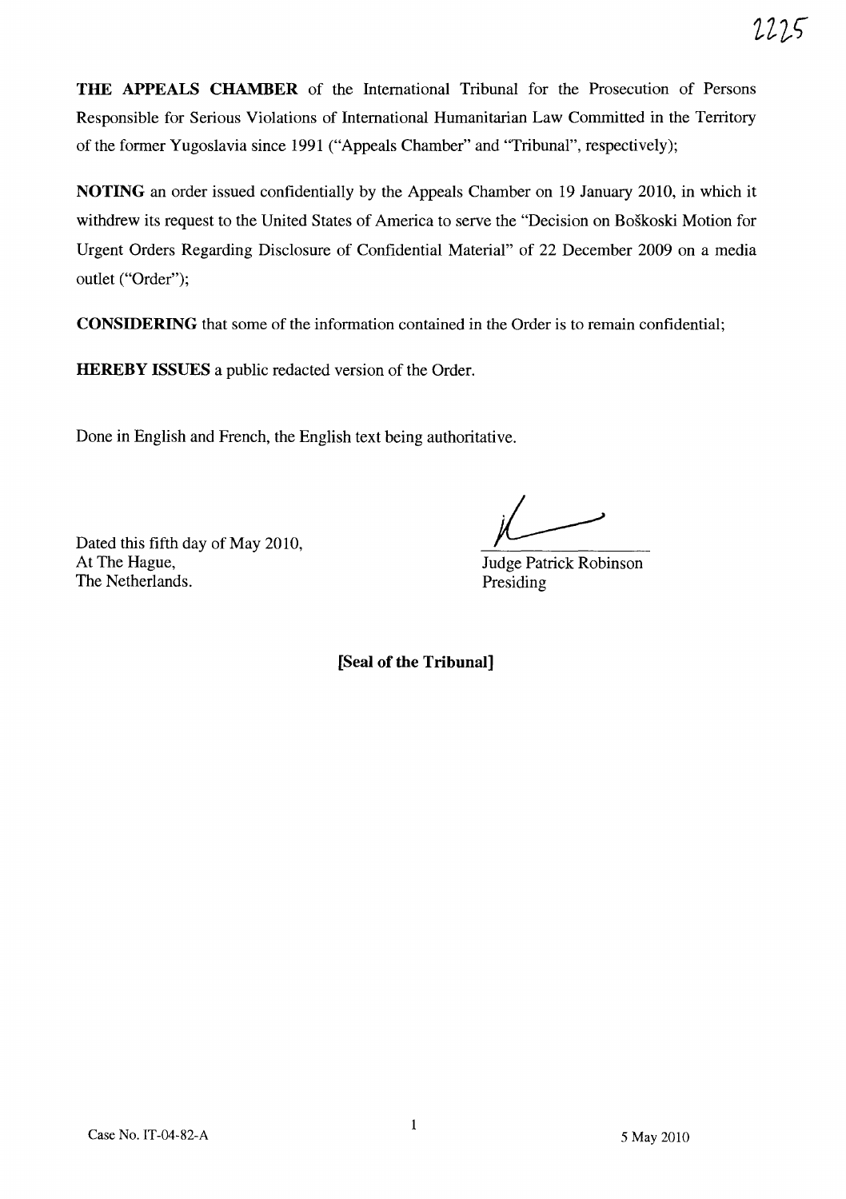**THE APPEALS CHAMBER** of the International Tribunal for the Prosecution of Persons Responsible for Serious Violations of International Humanitarian Law Committed in the Territory of the former Yugoslavia since 1991 ("Appeals Chamber" and "Tribunal", respectively);

**NOTING** an order issued confidentially by the Appeals Chamber on 19 January 2010, in which it withdrew its request to the United States of America to serve the "Decision on Boškoski Motion for Urgent Orders Regarding Disclosure of Confidential Material" of 22 December 2009 on a media outlet ("Order");

**CONSIDERING** that some of the information contained in the Order is to remain confidential;

**HEREBY ISSUES** a public redacted version of the Order.

Done in English and French, the English text being authoritative.

Dated this fifth day of May 2010,
At The Hague,
The Netherlands.

Judge Patrick Robinson
Presiding

**[Seal of the Tribunal]**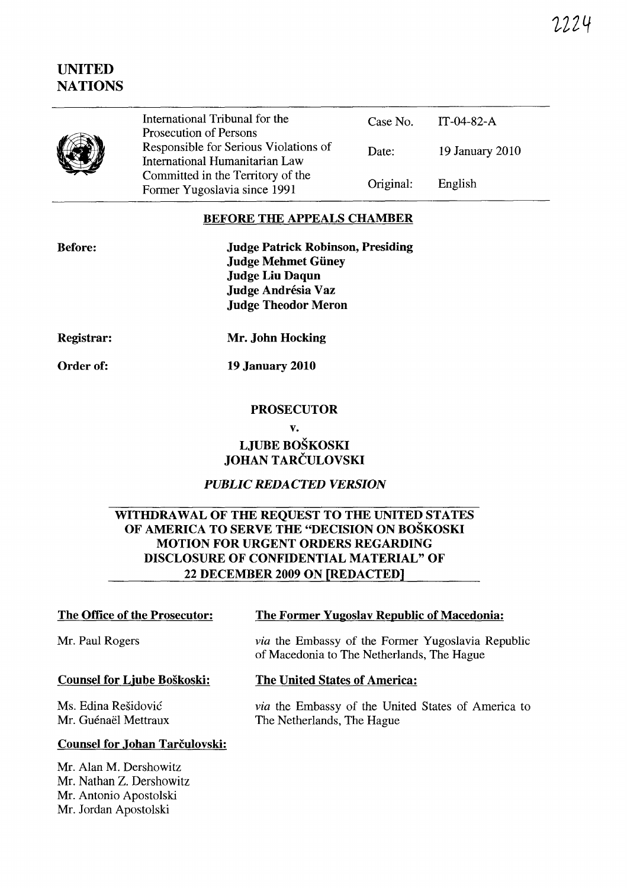# UNITED NATIONS

| | International Tribunal for the Prosecution of Persons Responsible for Serious Violations of International Humanitarian Law Committed in the Territory of the Former Yugoslavia since 1991 | Case No. | IT-04-82-A |
|---|---|---|---|
| | | Date: | 19 January 2010 |
| | | Original: | English |

## BEFORE THE APPEALS CHAMBER

**Before:** **Judge Patrick Robinson, Presiding**
**Judge Mehmet Güney**
**Judge Liu Daqun**
**Judge Andrésia Vaz**
**Judge Theodor Meron**

**Registrar:** **Mr. John Hocking**

**Order of:** **19 January 2010**

**PROSECUTOR**

**v.**

**LJUBE BOŠKOSKI**
**JOHAN TARČULOVSKI**

***PUBLIC REDACTED VERSION***

## WITHDRAWAL OF THE REQUEST TO THE UNITED STATES OF AMERICA TO SERVE THE "DECISION ON BOŠKOSKI MOTION FOR URGENT ORDERS REGARDING DISCLOSURE OF CONFIDENTIAL MATERIAL" OF 22 DECEMBER 2009 ON [REDACTED]

**The Office of the Prosecutor:**

Mr. Paul Rogers

**Counsel for Ljube Boškoski:**

Ms. Edina Rešidović
Mr. Guénaël Mettraux

**Counsel for Johan Tarčulovski:**

Mr. Alan M. Dershowitz
Mr. Nathan Z. Dershowitz
Mr. Antonio Apostolski
Mr. Jordan Apostolski

**The Former Yugoslav Republic of Macedonia:**

*via* the Embassy of the Former Yugoslavia Republic of Macedonia to The Netherlands, The Hague

**The United States of America:**

*via* the Embassy of the United States of America to The Netherlands, The Hague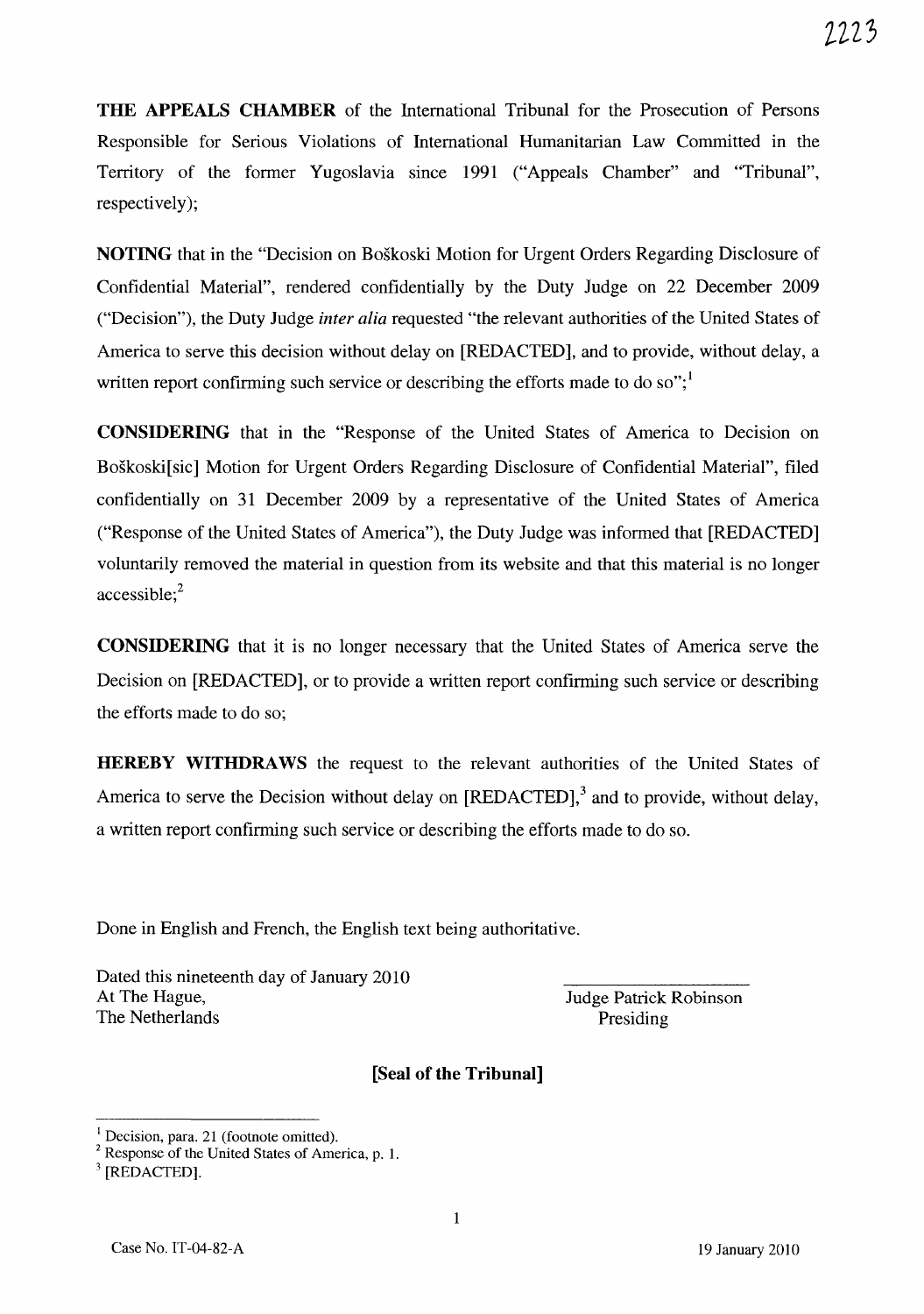**THE APPEALS CHAMBER** of the International Tribunal for the Prosecution of Persons Responsible for Serious Violations of International Humanitarian Law Committed in the Territory of the former Yugoslavia since 1991 ("Appeals Chamber" and "Tribunal", respectively);

**NOTING** that in the "Decision on Boškoski Motion for Urgent Orders Regarding Disclosure of Confidential Material", rendered confidentially by the Duty Judge on 22 December 2009 ("Decision"), the Duty Judge *inter alia* requested "the relevant authorities of the United States of America to serve this decision without delay on [REDACTED], and to provide, without delay, a written report confirming such service or describing the efforts made to do so";[1]

**CONSIDERING** that in the "Response of the United States of America to Decision on Boškoski[sic] Motion for Urgent Orders Regarding Disclosure of Confidential Material", filed confidentially on 31 December 2009 by a representative of the United States of America ("Response of the United States of America"), the Duty Judge was informed that [REDACTED] voluntarily removed the material in question from its website and that this material is no longer accessible;[2]

**CONSIDERING** that it is no longer necessary that the United States of America serve the Decision on [REDACTED], or to provide a written report confirming such service or describing the efforts made to do so;

**HEREBY WITHDRAWS** the request to the relevant authorities of the United States of America to serve the Decision without delay on [REDACTED],[3] and to provide, without delay, a written report confirming such service or describing the efforts made to do so.

Done in English and French, the English text being authoritative.

Dated this nineteenth day of January 2010
At The Hague,
The Netherlands

Judge Patrick Robinson
Presiding

**[Seal of the Tribunal]**

---

[1] Decision, para. 21 (footnote omitted).

[2] Response of the United States of America, p. 1.

[3] [REDACTED].